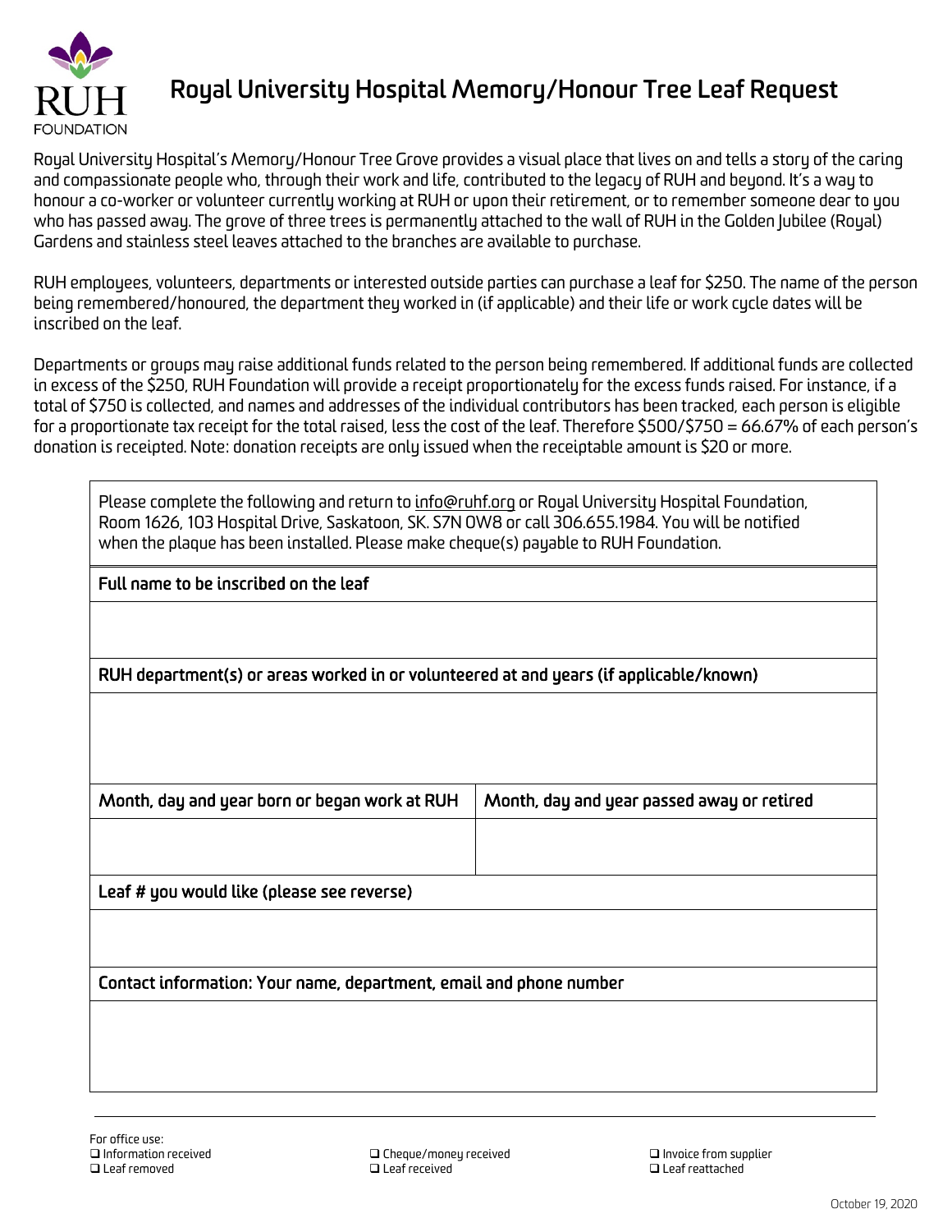RUH FOUNDATION

# Royal University Hospital Memory/Honour Tree Leaf Request

Royal University Hospital's Memory/Honour Tree Grove provides a visual place that lives on and tells a story of the caring and compassionate people who, through their work and life, contributed to the legacy of RUH and beyond. It's a way to honour a co-worker or volunteer currently working at RUH or upon their retirement, or to remember someone dear to you who has passed away. The grove of three trees is permanently attached to the wall of RUH in the Golden Jubilee (Royal) Gardens and stainless steel leaves attached to the branches are available to purchase.

RUH employees, volunteers, departments or interested outside parties can purchase a leaf for $250. The name of the person being remembered/honoured, the department they worked in (if applicable) and their life or work cycle dates will be inscribed on the leaf.

Departments or groups may raise additional funds related to the person being remembered. If additional funds are collected in excess of the $250, RUH Foundation will provide a receipt proportionately for the excess funds raised. For instance, if a total of $750 is collected, and names and addresses of the individual contributors has been tracked, each person is eligible for a proportionate tax receipt for the total raised, less the cost of the leaf. Therefore $500/$750 = 66.67% of each person's donation is receipted. Note: donation receipts are only issued when the receiptable amount is $20 or more.

Please complete the following and return to info@ruhf.org or Royal University Hospital Foundation, Room 1626, 103 Hospital Drive, Saskatoon, SK. S7N 0W8 or call 306.655.1984. You will be notified when the plaque has been installed. Please make cheque(s) payable to RUH Foundation.

| **Full name to be inscribed on the leaf** | |
|---|---|
| | |
| **RUH department(s) or areas worked in or volunteered at and years (if applicable/known)** | |
| | |
| **Month, day and year born or began work at RUH** | **Month, day and year passed away or retired** |
| | |
| **Leaf # you would like (please see reverse)** | |
| | |
| **Contact information: Your name, department, email and phone number** | |
| | |

For office use:

- ❑ Information received
- ❑ Leaf removed
- ❑ Cheque/money received
- ❑ Leaf received
- ❑ Invoice from supplier
- ❑ Leaf reattached

October 19, 2020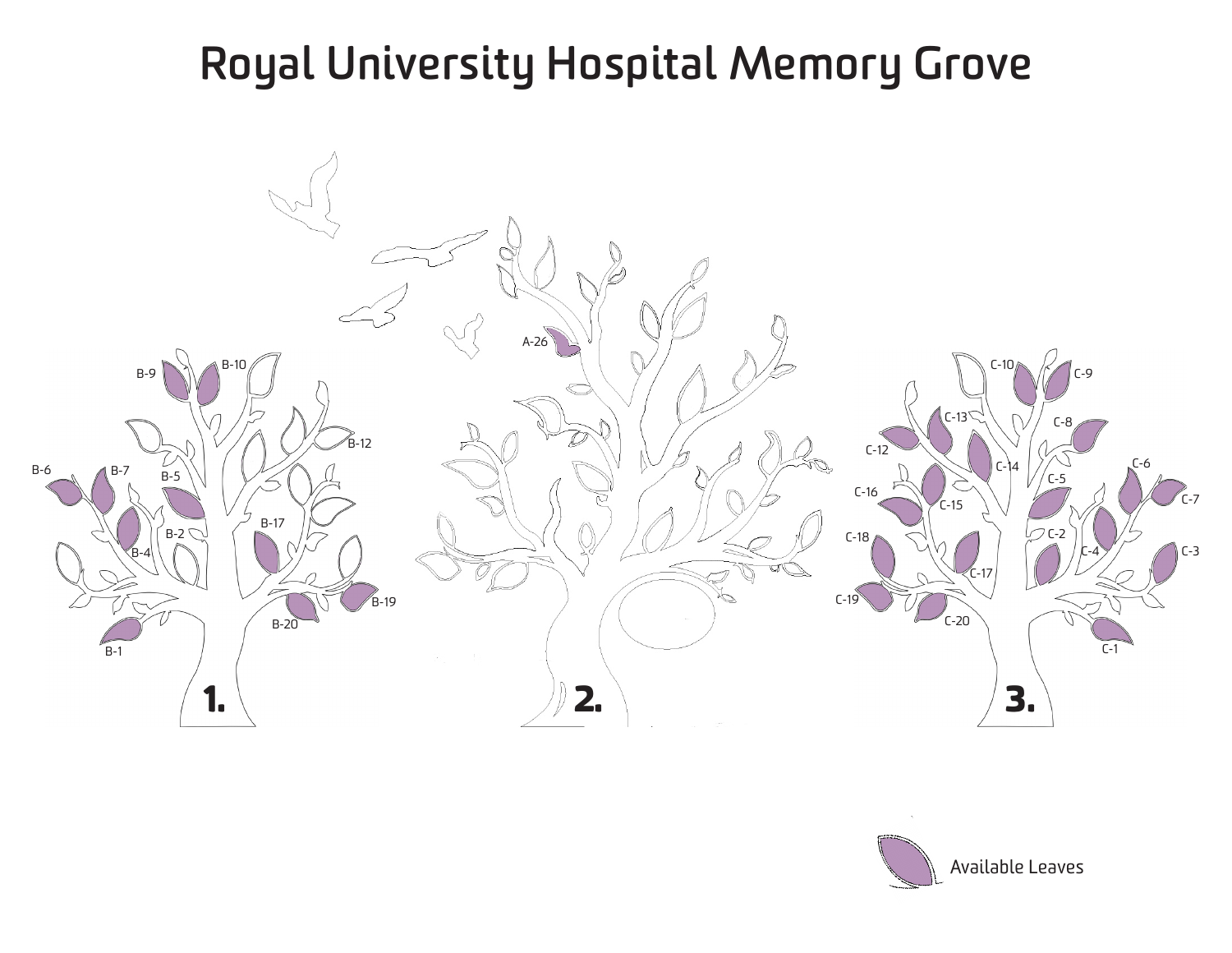# Royal University Hospital Memory Grove

B-9
B-10
B-12
B-6
B-7
B-5
B-2
B-4
B-17
B-19
B-20
B-1

1.

A-26

2.

C-10
C-9
C-13
C-8
C-12
C-14
C-16
C-5
C-6
C-15
C-7
C-18
C-2
C-4
C-3
C-17
C-19
C-20
C-1

3.

Available Leaves